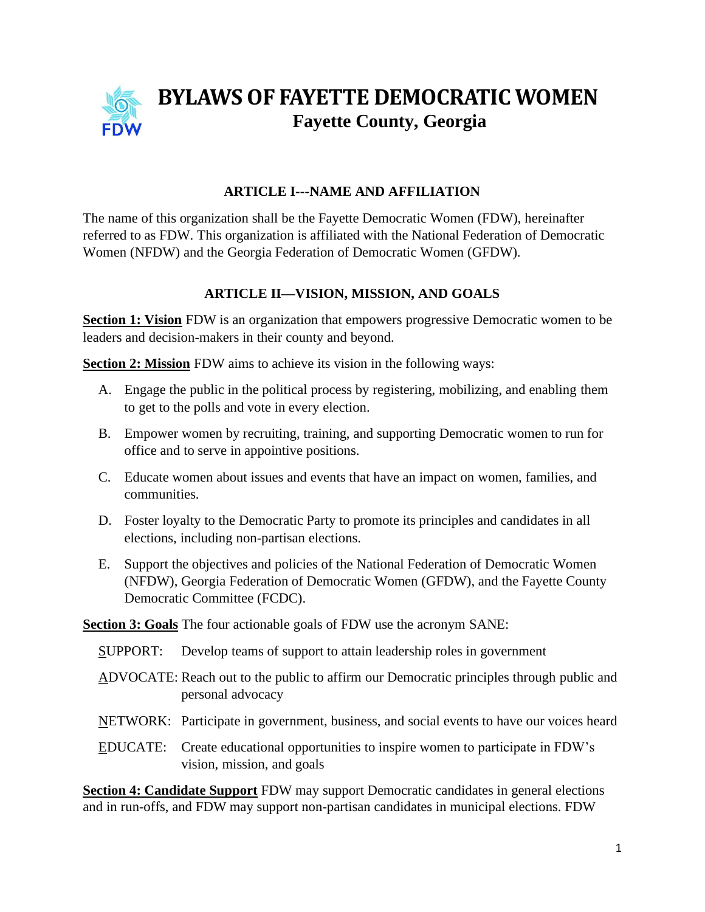# BYLAWS OF FAYETTE DEMOCRATIC WOMEN

## Fayette County, Georgia

### ARTICLE I---NAME AND AFFILIATION

The name of this organization shall be the Fayette Democratic Women (FDW), hereinafter referred to as FDW. This organization is affiliated with the National Federation of Democratic Women (NFDW) and the Georgia Federation of Democratic Women (GFDW).

### ARTICLE II—VISION, MISSION, AND GOALS

**Section 1: Vision** FDW is an organization that empowers progressive Democratic women to be leaders and decision-makers in their county and beyond.

**Section 2: Mission** FDW aims to achieve its vision in the following ways:

A. Engage the public in the political process by registering, mobilizing, and enabling them to get to the polls and vote in every election.

B. Empower women by recruiting, training, and supporting Democratic women to run for office and to serve in appointive positions.

C. Educate women about issues and events that have an impact on women, families, and communities.

D. Foster loyalty to the Democratic Party to promote its principles and candidates in all elections, including non-partisan elections.

E. Support the objectives and policies of the National Federation of Democratic Women (NFDW), Georgia Federation of Democratic Women (GFDW), and the Fayette County Democratic Committee (FCDC).

**Section 3: Goals** The four actionable goals of FDW use the acronym SANE:

SUPPORT: Develop teams of support to attain leadership roles in government

ADVOCATE: Reach out to the public to affirm our Democratic principles through public and personal advocacy

NETWORK: Participate in government, business, and social events to have our voices heard

EDUCATE: Create educational opportunities to inspire women to participate in FDW's vision, mission, and goals

**Section 4: Candidate Support** FDW may support Democratic candidates in general elections and in run-offs, and FDW may support non-partisan candidates in municipal elections. FDW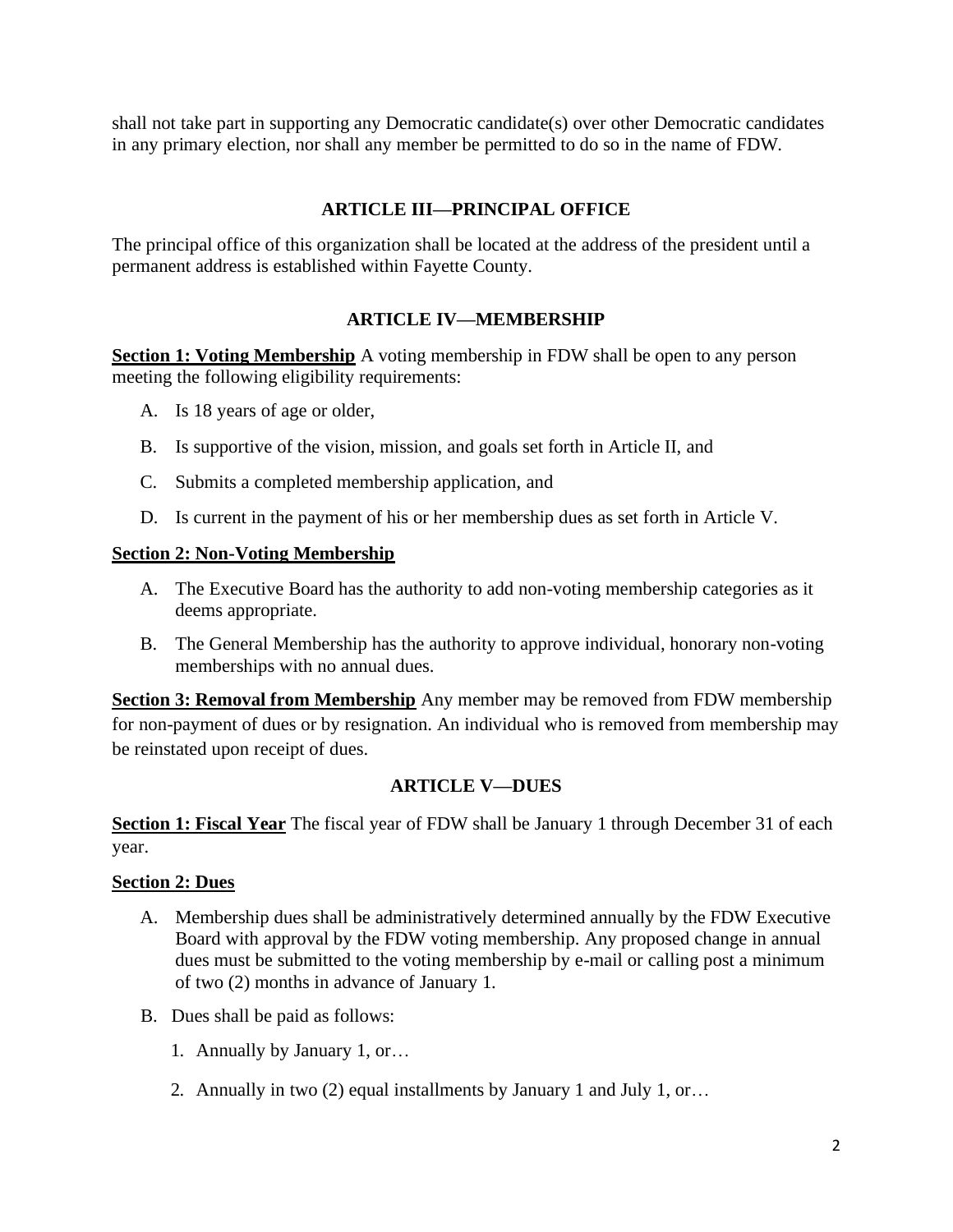shall not take part in supporting any Democratic candidate(s) over other Democratic candidates in any primary election, nor shall any member be permitted to do so in the name of FDW.

## ARTICLE III—PRINCIPAL OFFICE

The principal office of this organization shall be located at the address of the president until a permanent address is established within Fayette County.

## ARTICLE IV—MEMBERSHIP

**Section 1: Voting Membership** A voting membership in FDW shall be open to any person meeting the following eligibility requirements:

A. Is 18 years of age or older,

B. Is supportive of the vision, mission, and goals set forth in Article II, and

C. Submits a completed membership application, and

D. Is current in the payment of his or her membership dues as set forth in Article V.

**Section 2: Non-Voting Membership**

A. The Executive Board has the authority to add non-voting membership categories as it deems appropriate.

B. The General Membership has the authority to approve individual, honorary non-voting memberships with no annual dues.

**Section 3: Removal from Membership** Any member may be removed from FDW membership for non-payment of dues or by resignation. An individual who is removed from membership may be reinstated upon receipt of dues.

## ARTICLE V—DUES

**Section 1: Fiscal Year** The fiscal year of FDW shall be January 1 through December 31 of each year.

**Section 2: Dues**

A. Membership dues shall be administratively determined annually by the FDW Executive Board with approval by the FDW voting membership. Any proposed change in annual dues must be submitted to the voting membership by e-mail or calling post a minimum of two (2) months in advance of January 1.

B. Dues shall be paid as follows:

1. Annually by January 1, or…

2. Annually in two (2) equal installments by January 1 and July 1, or…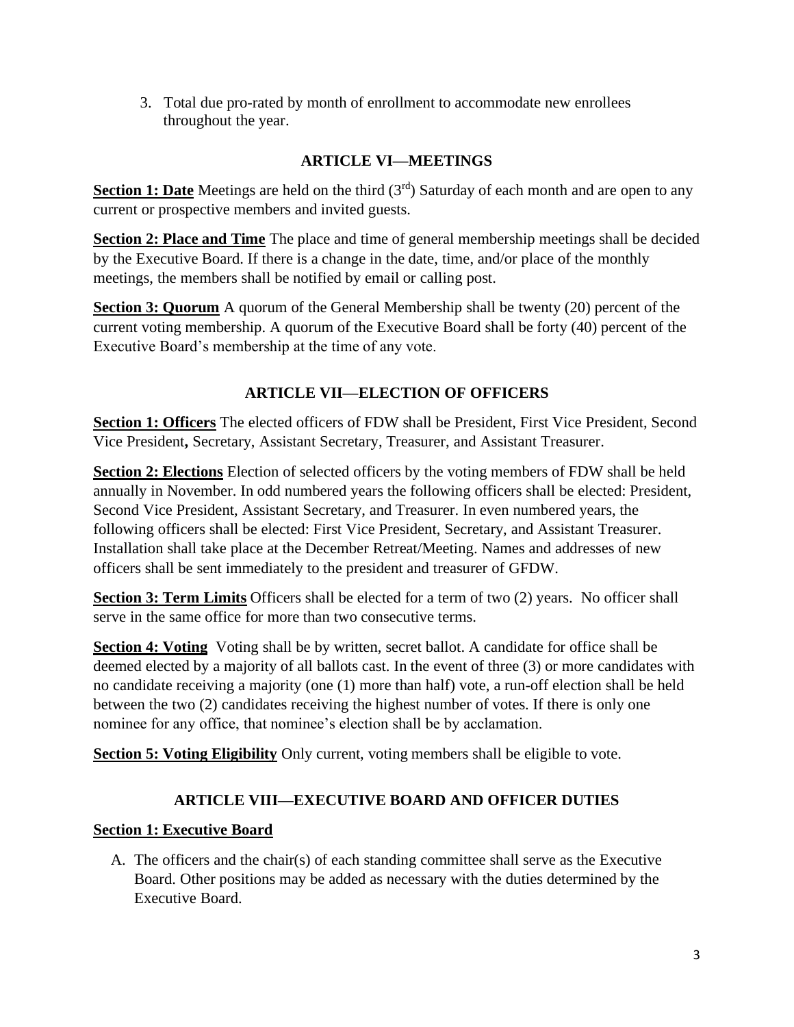3. Total due pro-rated by month of enrollment to accommodate new enrollees throughout the year.

## ARTICLE VI—MEETINGS

**Section 1: Date** Meetings are held on the third (3rd) Saturday of each month and are open to any current or prospective members and invited guests.

**Section 2: Place and Time** The place and time of general membership meetings shall be decided by the Executive Board. If there is a change in the date, time, and/or place of the monthly meetings, the members shall be notified by email or calling post.

**Section 3: Quorum** A quorum of the General Membership shall be twenty (20) percent of the current voting membership. A quorum of the Executive Board shall be forty (40) percent of the Executive Board's membership at the time of any vote.

## ARTICLE VII—ELECTION OF OFFICERS

**Section 1: Officers** The elected officers of FDW shall be President, First Vice President, Second Vice President**,** Secretary, Assistant Secretary, Treasurer, and Assistant Treasurer.

**Section 2: Elections** Election of selected officers by the voting members of FDW shall be held annually in November. In odd numbered years the following officers shall be elected: President, Second Vice President, Assistant Secretary, and Treasurer. In even numbered years, the following officers shall be elected: First Vice President, Secretary, and Assistant Treasurer. Installation shall take place at the December Retreat/Meeting. Names and addresses of new officers shall be sent immediately to the president and treasurer of GFDW.

**Section 3: Term Limits** Officers shall be elected for a term of two (2) years. No officer shall serve in the same office for more than two consecutive terms.

**Section 4: Voting** Voting shall be by written, secret ballot. A candidate for office shall be deemed elected by a majority of all ballots cast. In the event of three (3) or more candidates with no candidate receiving a majority (one (1) more than half) vote, a run-off election shall be held between the two (2) candidates receiving the highest number of votes. If there is only one nominee for any office, that nominee's election shall be by acclamation.

**Section 5: Voting Eligibility** Only current, voting members shall be eligible to vote.

## ARTICLE VIII—EXECUTIVE BOARD AND OFFICER DUTIES

**Section 1: Executive Board**

A. The officers and the chair(s) of each standing committee shall serve as the Executive Board. Other positions may be added as necessary with the duties determined by the Executive Board.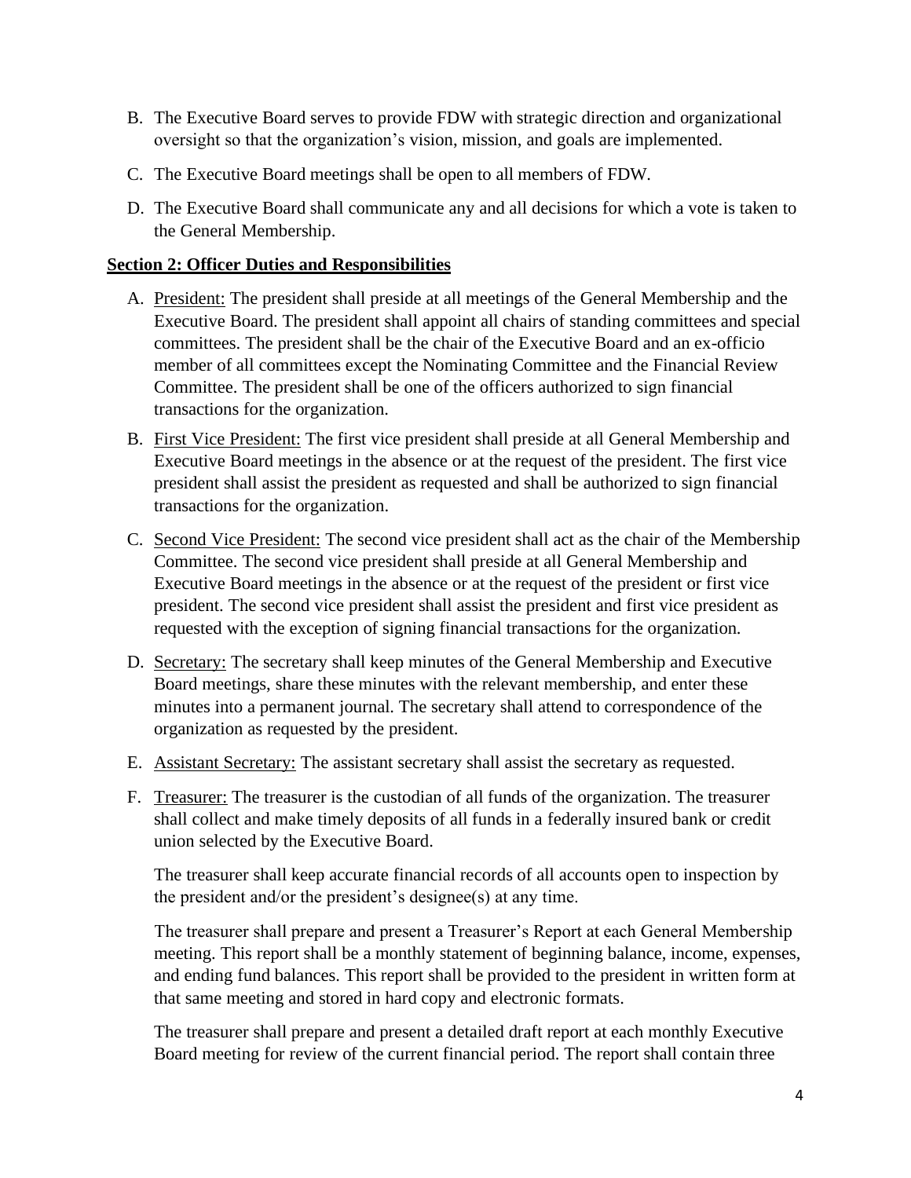B. The Executive Board serves to provide FDW with strategic direction and organizational oversight so that the organization's vision, mission, and goals are implemented.

C. The Executive Board meetings shall be open to all members of FDW.

D. The Executive Board shall communicate any and all decisions for which a vote is taken to the General Membership.

**Section 2: Officer Duties and Responsibilities**

A. President: The president shall preside at all meetings of the General Membership and the Executive Board. The president shall appoint all chairs of standing committees and special committees. The president shall be the chair of the Executive Board and an ex-officio member of all committees except the Nominating Committee and the Financial Review Committee. The president shall be one of the officers authorized to sign financial transactions for the organization.

B. First Vice President: The first vice president shall preside at all General Membership and Executive Board meetings in the absence or at the request of the president. The first vice president shall assist the president as requested and shall be authorized to sign financial transactions for the organization.

C. Second Vice President: The second vice president shall act as the chair of the Membership Committee. The second vice president shall preside at all General Membership and Executive Board meetings in the absence or at the request of the president or first vice president. The second vice president shall assist the president and first vice president as requested with the exception of signing financial transactions for the organization.

D. Secretary: The secretary shall keep minutes of the General Membership and Executive Board meetings, share these minutes with the relevant membership, and enter these minutes into a permanent journal. The secretary shall attend to correspondence of the organization as requested by the president.

E. Assistant Secretary: The assistant secretary shall assist the secretary as requested.

F. Treasurer: The treasurer is the custodian of all funds of the organization. The treasurer shall collect and make timely deposits of all funds in a federally insured bank or credit union selected by the Executive Board.

   The treasurer shall keep accurate financial records of all accounts open to inspection by the president and/or the president's designee(s) at any time.

   The treasurer shall prepare and present a Treasurer's Report at each General Membership meeting. This report shall be a monthly statement of beginning balance, income, expenses, and ending fund balances. This report shall be provided to the president in written form at that same meeting and stored in hard copy and electronic formats.

   The treasurer shall prepare and present a detailed draft report at each monthly Executive Board meeting for review of the current financial period. The report shall contain three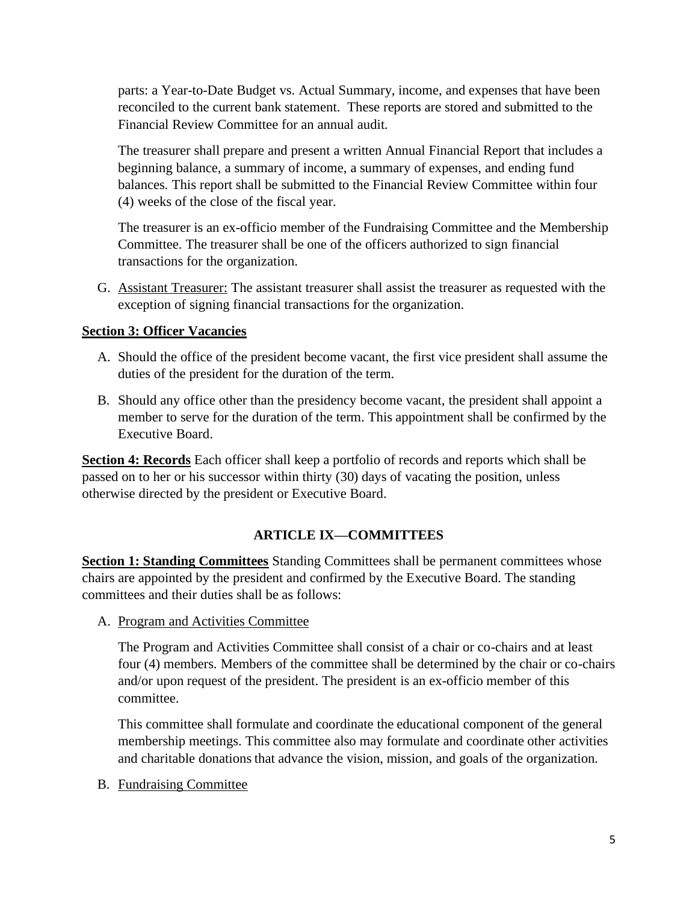parts: a Year-to-Date Budget vs. Actual Summary, income, and expenses that have been reconciled to the current bank statement. These reports are stored and submitted to the Financial Review Committee for an annual audit.

The treasurer shall prepare and present a written Annual Financial Report that includes a beginning balance, a summary of income, a summary of expenses, and ending fund balances. This report shall be submitted to the Financial Review Committee within four (4) weeks of the close of the fiscal year.

The treasurer is an ex-officio member of the Fundraising Committee and the Membership Committee. The treasurer shall be one of the officers authorized to sign financial transactions for the organization.

G. <u>Assistant Treasurer:</u> The assistant treasurer shall assist the treasurer as requested with the exception of signing financial transactions for the organization.

**Section 3: Officer Vacancies**

A. Should the office of the president become vacant, the first vice president shall assume the duties of the president for the duration of the term.

B. Should any office other than the presidency become vacant, the president shall appoint a member to serve for the duration of the term. This appointment shall be confirmed by the Executive Board.

**Section 4: Records** Each officer shall keep a portfolio of records and reports which shall be passed on to her or his successor within thirty (30) days of vacating the position, unless otherwise directed by the president or Executive Board.

## ARTICLE IX—COMMITTEES

**Section 1: Standing Committees** Standing Committees shall be permanent committees whose chairs are appointed by the president and confirmed by the Executive Board. The standing committees and their duties shall be as follows:

A. <u>Program and Activities Committee</u>

The Program and Activities Committee shall consist of a chair or co-chairs and at least four (4) members. Members of the committee shall be determined by the chair or co-chairs and/or upon request of the president. The president is an ex-officio member of this committee.

This committee shall formulate and coordinate the educational component of the general membership meetings. This committee also may formulate and coordinate other activities and charitable donations that advance the vision, mission, and goals of the organization.

B. <u>Fundraising Committee</u>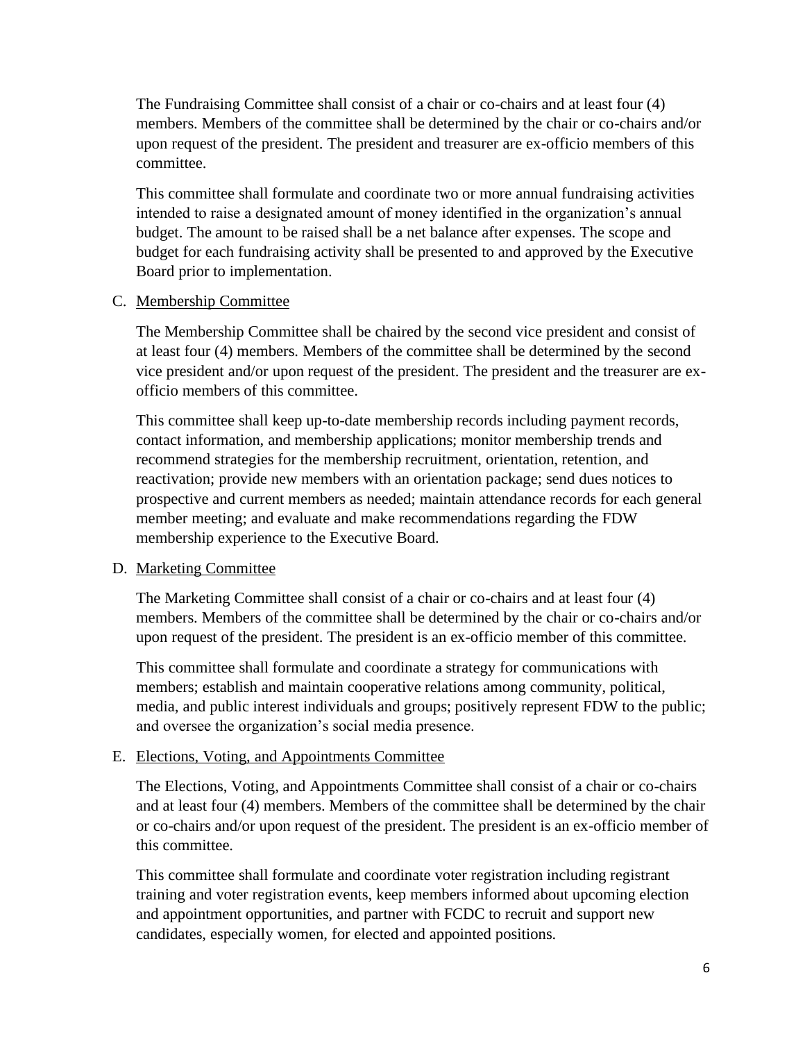The Fundraising Committee shall consist of a chair or co-chairs and at least four (4) members. Members of the committee shall be determined by the chair or co-chairs and/or upon request of the president. The president and treasurer are ex-officio members of this committee.

This committee shall formulate and coordinate two or more annual fundraising activities intended to raise a designated amount of money identified in the organization's annual budget. The amount to be raised shall be a net balance after expenses. The scope and budget for each fundraising activity shall be presented to and approved by the Executive Board prior to implementation.

C. Membership Committee

The Membership Committee shall be chaired by the second vice president and consist of at least four (4) members. Members of the committee shall be determined by the second vice president and/or upon request of the president. The president and the treasurer are ex-officio members of this committee.

This committee shall keep up-to-date membership records including payment records, contact information, and membership applications; monitor membership trends and recommend strategies for the membership recruitment, orientation, retention, and reactivation; provide new members with an orientation package; send dues notices to prospective and current members as needed; maintain attendance records for each general member meeting; and evaluate and make recommendations regarding the FDW membership experience to the Executive Board.

D. Marketing Committee

The Marketing Committee shall consist of a chair or co-chairs and at least four (4) members. Members of the committee shall be determined by the chair or co-chairs and/or upon request of the president. The president is an ex-officio member of this committee.

This committee shall formulate and coordinate a strategy for communications with members; establish and maintain cooperative relations among community, political, media, and public interest individuals and groups; positively represent FDW to the public; and oversee the organization's social media presence.

E. Elections, Voting, and Appointments Committee

The Elections, Voting, and Appointments Committee shall consist of a chair or co-chairs and at least four (4) members. Members of the committee shall be determined by the chair or co-chairs and/or upon request of the president. The president is an ex-officio member of this committee.

This committee shall formulate and coordinate voter registration including registrant training and voter registration events, keep members informed about upcoming election and appointment opportunities, and partner with FCDC to recruit and support new candidates, especially women, for elected and appointed positions.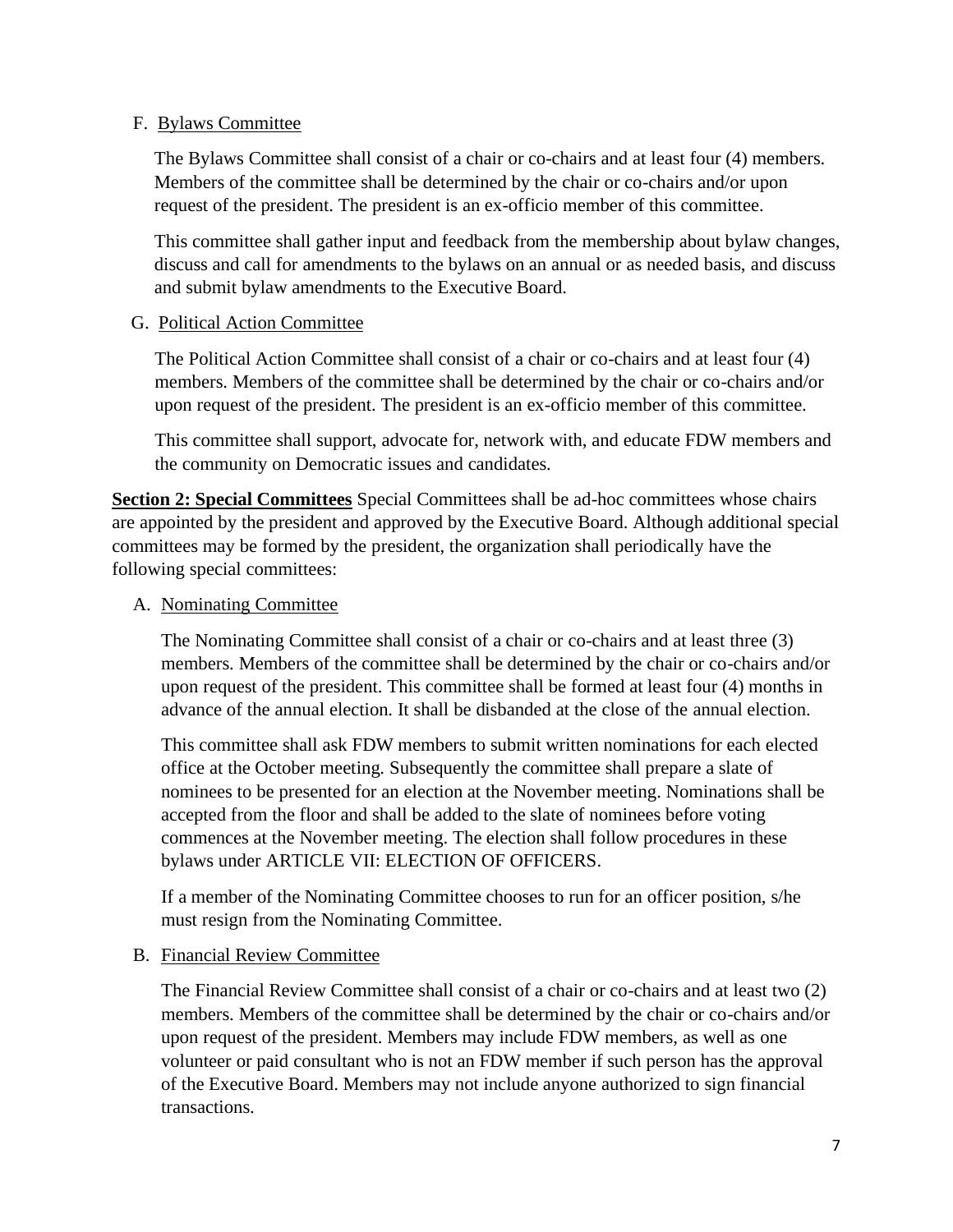F. Bylaws Committee

The Bylaws Committee shall consist of a chair or co-chairs and at least four (4) members. Members of the committee shall be determined by the chair or co-chairs and/or upon request of the president. The president is an ex-officio member of this committee.

This committee shall gather input and feedback from the membership about bylaw changes, discuss and call for amendments to the bylaws on an annual or as needed basis, and discuss and submit bylaw amendments to the Executive Board.

G. Political Action Committee

The Political Action Committee shall consist of a chair or co-chairs and at least four (4) members. Members of the committee shall be determined by the chair or co-chairs and/or upon request of the president. The president is an ex-officio member of this committee.

This committee shall support, advocate for, network with, and educate FDW members and the community on Democratic issues and candidates.

**Section 2: Special Committees** Special Committees shall be ad-hoc committees whose chairs are appointed by the president and approved by the Executive Board. Although additional special committees may be formed by the president, the organization shall periodically have the following special committees:

A. Nominating Committee

The Nominating Committee shall consist of a chair or co-chairs and at least three (3) members. Members of the committee shall be determined by the chair or co-chairs and/or upon request of the president. This committee shall be formed at least four (4) months in advance of the annual election. It shall be disbanded at the close of the annual election.

This committee shall ask FDW members to submit written nominations for each elected office at the October meeting. Subsequently the committee shall prepare a slate of nominees to be presented for an election at the November meeting. Nominations shall be accepted from the floor and shall be added to the slate of nominees before voting commences at the November meeting. The election shall follow procedures in these bylaws under ARTICLE VII: ELECTION OF OFFICERS.

If a member of the Nominating Committee chooses to run for an officer position, s/he must resign from the Nominating Committee.

B. Financial Review Committee

The Financial Review Committee shall consist of a chair or co-chairs and at least two (2) members. Members of the committee shall be determined by the chair or co-chairs and/or upon request of the president. Members may include FDW members, as well as one volunteer or paid consultant who is not an FDW member if such person has the approval of the Executive Board. Members may not include anyone authorized to sign financial transactions.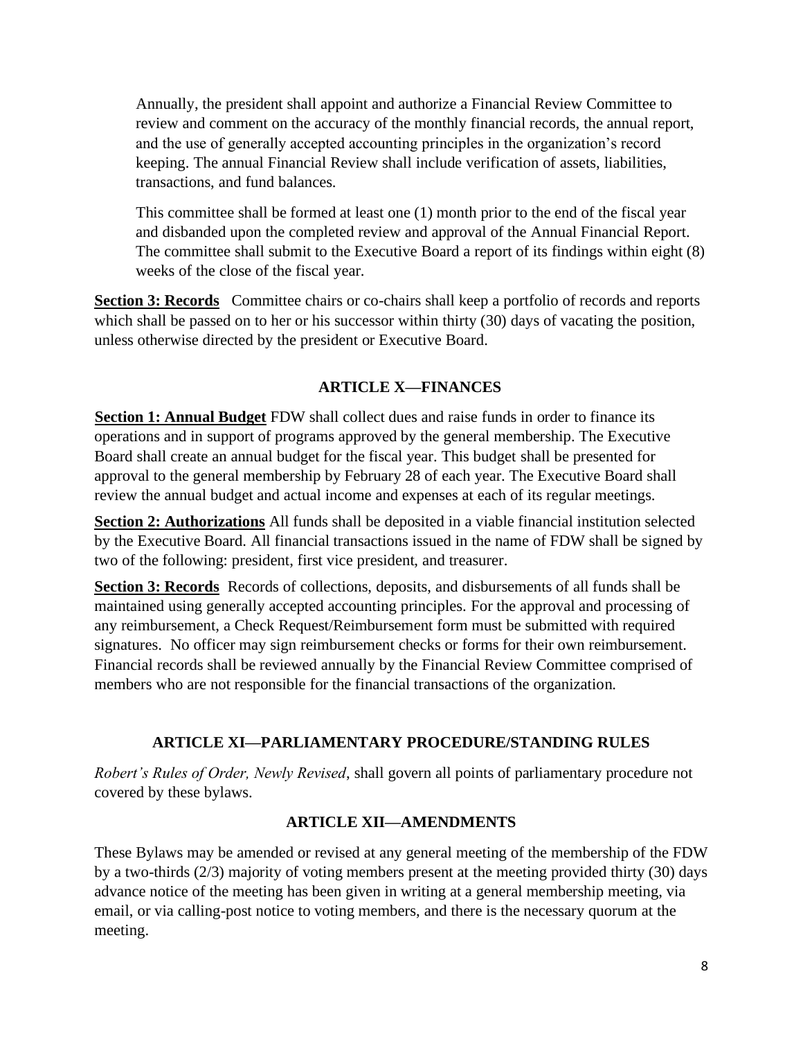Annually, the president shall appoint and authorize a Financial Review Committee to review and comment on the accuracy of the monthly financial records, the annual report, and the use of generally accepted accounting principles in the organization's record keeping. The annual Financial Review shall include verification of assets, liabilities, transactions, and fund balances.

This committee shall be formed at least one (1) month prior to the end of the fiscal year and disbanded upon the completed review and approval of the Annual Financial Report. The committee shall submit to the Executive Board a report of its findings within eight (8) weeks of the close of the fiscal year.

**Section 3: Records** Committee chairs or co-chairs shall keep a portfolio of records and reports which shall be passed on to her or his successor within thirty (30) days of vacating the position, unless otherwise directed by the president or Executive Board.

## ARTICLE X—FINANCES

**Section 1: Annual Budget** FDW shall collect dues and raise funds in order to finance its operations and in support of programs approved by the general membership. The Executive Board shall create an annual budget for the fiscal year. This budget shall be presented for approval to the general membership by February 28 of each year. The Executive Board shall review the annual budget and actual income and expenses at each of its regular meetings.

**Section 2: Authorizations** All funds shall be deposited in a viable financial institution selected by the Executive Board. All financial transactions issued in the name of FDW shall be signed by two of the following: president, first vice president, and treasurer.

**Section 3: Records** Records of collections, deposits, and disbursements of all funds shall be maintained using generally accepted accounting principles. For the approval and processing of any reimbursement, a Check Request/Reimbursement form must be submitted with required signatures. No officer may sign reimbursement checks or forms for their own reimbursement. Financial records shall be reviewed annually by the Financial Review Committee comprised of members who are not responsible for the financial transactions of the organization.

## ARTICLE XI—PARLIAMENTARY PROCEDURE/STANDING RULES

*Robert's Rules of Order, Newly Revised*, shall govern all points of parliamentary procedure not covered by these bylaws.

## ARTICLE XII—AMENDMENTS

These Bylaws may be amended or revised at any general meeting of the membership of the FDW by a two-thirds (2/3) majority of voting members present at the meeting provided thirty (30) days advance notice of the meeting has been given in writing at a general membership meeting, via email, or via calling-post notice to voting members, and there is the necessary quorum at the meeting.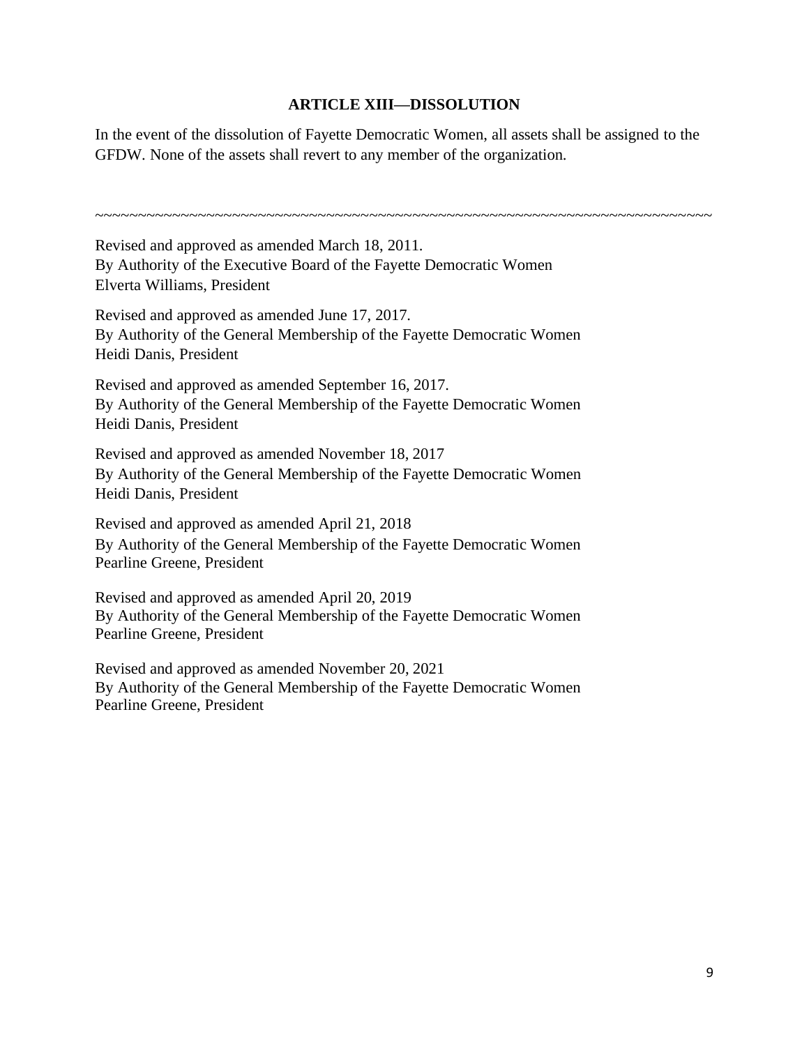## ARTICLE XIII—DISSOLUTION

In the event of the dissolution of Fayette Democratic Women, all assets shall be assigned to the GFDW. None of the assets shall revert to any member of the organization.

~~~~~~~~~~~~~~~~~~~~~~~~~~~~~~~~~~~~~~~~~~~~~~~~~~~~~~~~~~~~~~~~~~~~~~~~~~~~

Revised and approved as amended March 18, 2011.
By Authority of the Executive Board of the Fayette Democratic Women
Elverta Williams, President

Revised and approved as amended June 17, 2017.
By Authority of the General Membership of the Fayette Democratic Women
Heidi Danis, President

Revised and approved as amended September 16, 2017.
By Authority of the General Membership of the Fayette Democratic Women
Heidi Danis, President

Revised and approved as amended November 18, 2017
By Authority of the General Membership of the Fayette Democratic Women
Heidi Danis, President

Revised and approved as amended April 21, 2018
By Authority of the General Membership of the Fayette Democratic Women
Pearline Greene, President

Revised and approved as amended April 20, 2019
By Authority of the General Membership of the Fayette Democratic Women
Pearline Greene, President

Revised and approved as amended November 20, 2021
By Authority of the General Membership of the Fayette Democratic Women
Pearline Greene, President